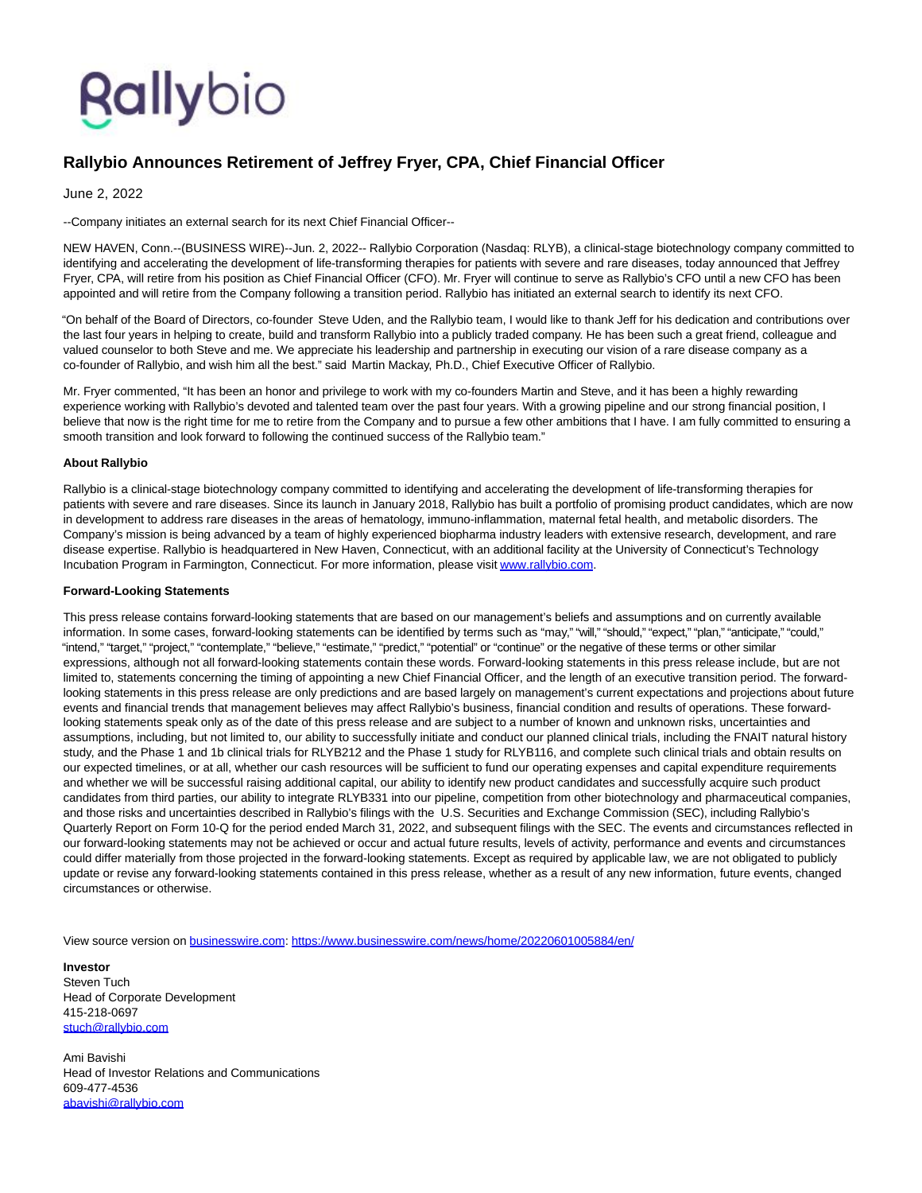# Rallybio Announces Retirement of Jeffrey Fryer, CPA, Chief Financial Officer

June 2, 2022

--Company initiates an external search for its next Chief Financial Officer--

NEW HAVEN, Conn.--(BUSINESS WIRE)--Jun. 2, 2022-- Rallybio Corporation (Nasdaq: RLYB), a clinical-stage biotechnology company committed to identifying and accelerating the development of life-transforming therapies for patients with severe and rare diseases, today announced that Jeffrey Fryer, CPA, will retire from his position as Chief Financial Officer (CFO). Mr. Fryer will continue to serve as Rallybio's CFO until a new CFO has been appointed and will retire from the Company following a transition period. Rallybio has initiated an external search to identify its next CFO.

"On behalf of the Board of Directors, co-founder Steve Uden, and the Rallybio team, I would like to thank Jeff for his dedication and contributions over the last four years in helping to create, build and transform Rallybio into a publicly traded company. He has been such a great friend, colleague and valued counselor to both Steve and me. We appreciate his leadership and partnership in executing our vision of a rare disease company as a co-founder of Rallybio, and wish him all the best." said Martin Mackay, Ph.D., Chief Executive Officer of Rallybio.

Mr. Fryer commented, "It has been an honor and privilege to work with my co-founders Martin and Steve, and it has been a highly rewarding experience working with Rallybio's devoted and talented team over the past four years. With a growing pipeline and our strong financial position, I believe that now is the right time for me to retire from the Company and to pursue a few other ambitions that I have. I am fully committed to ensuring a smooth transition and look forward to following the continued success of the Rallybio team."

**About Rallybio**

Rallybio is a clinical-stage biotechnology company committed to identifying and accelerating the development of life-transforming therapies for patients with severe and rare diseases. Since its launch in January 2018, Rallybio has built a portfolio of promising product candidates, which are now in development to address rare diseases in the areas of hematology, immuno-inflammation, maternal fetal health, and metabolic disorders. The Company's mission is being advanced by a team of highly experienced biopharma industry leaders with extensive research, development, and rare disease expertise. Rallybio is headquartered in New Haven, Connecticut, with an additional facility at the University of Connecticut's Technology Incubation Program in Farmington, Connecticut. For more information, please visit www.rallybio.com.

**Forward-Looking Statements**

This press release contains forward-looking statements that are based on our management's beliefs and assumptions and on currently available information. In some cases, forward-looking statements can be identified by terms such as "may," "will," "should," "expect," "plan," "anticipate," "could," "intend," "target," "project," "contemplate," "believe," "estimate," "predict," "potential" or "continue" or the negative of these terms or other similar expressions, although not all forward-looking statements contain these words. Forward-looking statements in this press release include, but are not limited to, statements concerning the timing of appointing a new Chief Financial Officer, and the length of an executive transition period. The forward-looking statements in this press release are only predictions and are based largely on management's current expectations and projections about future events and financial trends that management believes may affect Rallybio's business, financial condition and results of operations. These forward-looking statements speak only as of the date of this press release and are subject to a number of known and unknown risks, uncertainties and assumptions, including, but not limited to, our ability to successfully initiate and conduct our planned clinical trials, including the FNAIT natural history study, and the Phase 1 and 1b clinical trials for RLYB212 and the Phase 1 study for RLYB116, and complete such clinical trials and obtain results on our expected timelines, or at all, whether our cash resources will be sufficient to fund our operating expenses and capital expenditure requirements and whether we will be successful raising additional capital, our ability to identify new product candidates and successfully acquire such product candidates from third parties, our ability to integrate RLYB331 into our pipeline, competition from other biotechnology and pharmaceutical companies, and those risks and uncertainties described in Rallybio's filings with the U.S. Securities and Exchange Commission (SEC), including Rallybio's Quarterly Report on Form 10-Q for the period ended March 31, 2022, and subsequent filings with the SEC. The events and circumstances reflected in our forward-looking statements may not be achieved or occur and actual future results, levels of activity, performance and events and circumstances could differ materially from those projected in the forward-looking statements. Except as required by applicable law, we are not obligated to publicly update or revise any forward-looking statements contained in this press release, whether as a result of any new information, future events, changed circumstances or otherwise.

View source version on businesswire.com: https://www.businesswire.com/news/home/20220601005884/en/

**Investor**
Steven Tuch
Head of Corporate Development
415-218-0697
stuch@rallybio.com

Ami Bavishi
Head of Investor Relations and Communications
609-477-4536
abavishi@rallybio.com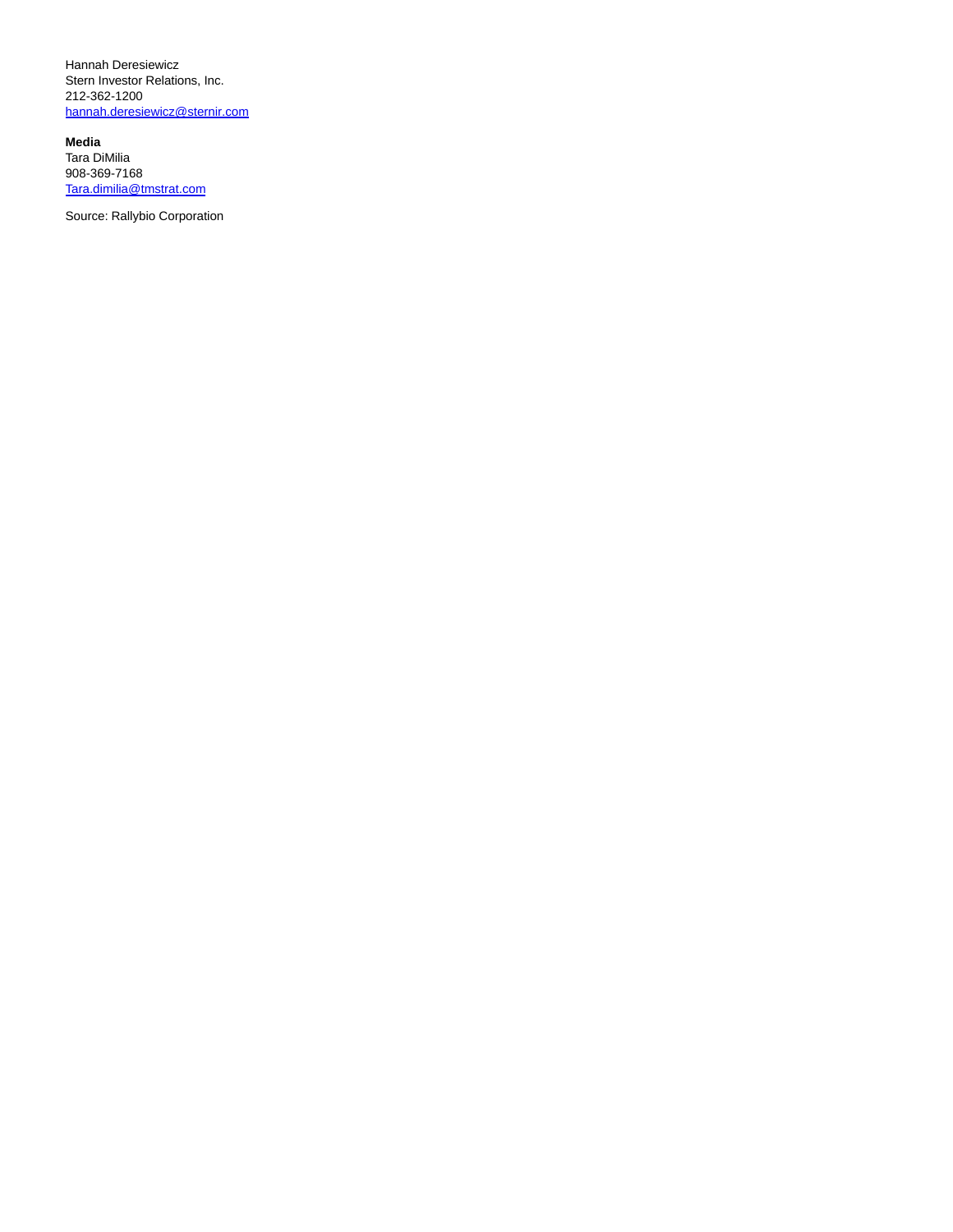Hannah Deresiewicz
Stern Investor Relations, Inc.
212-362-1200
hannah.deresiewicz@sternir.com

**Media**
Tara DiMilia
908-369-7168
Tara.dimilia@tmstrat.com

Source: Rallybio Corporation